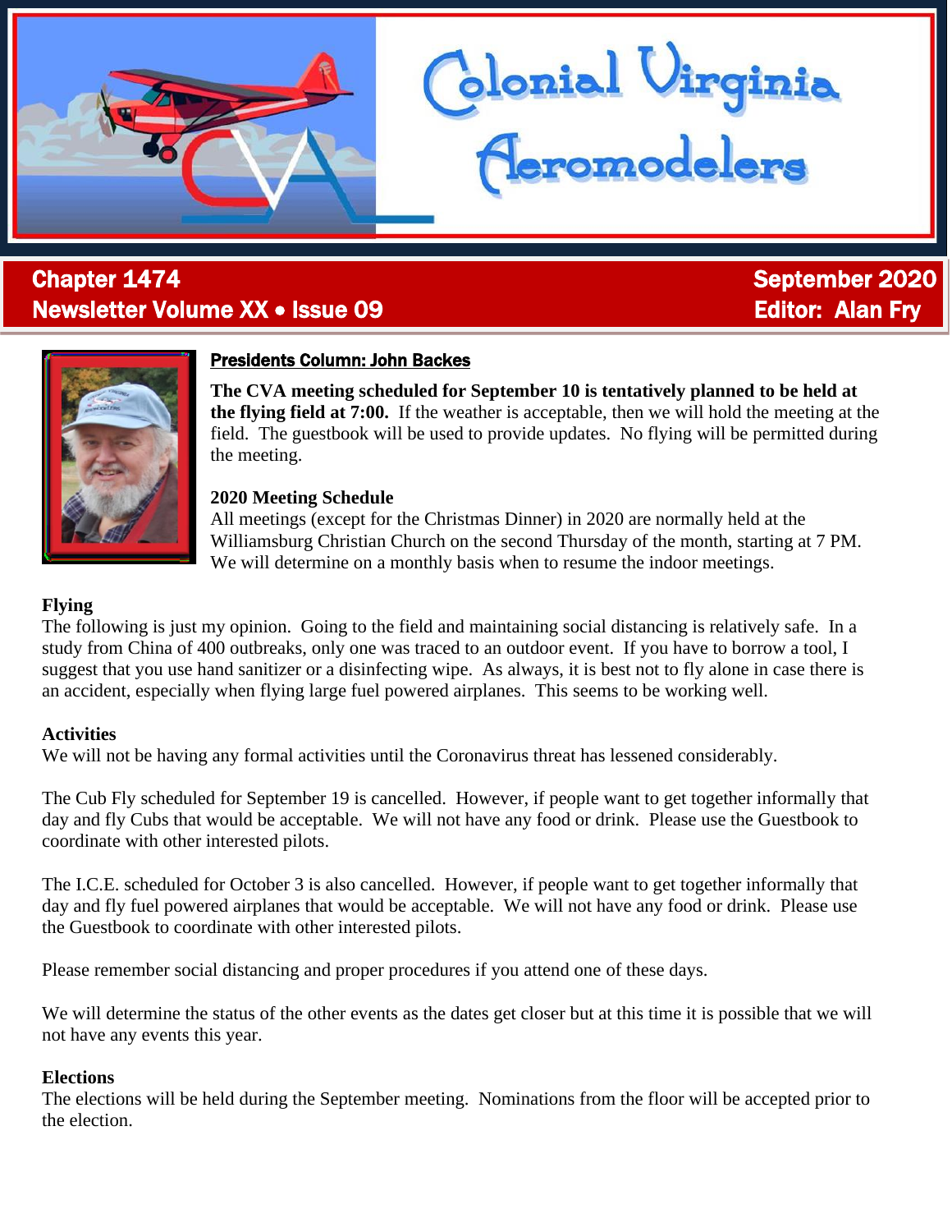# Colonial Virginia Aeromodelers

**Chapter 1474** — **September 2020**
**Newsletter Volume XX • Issue 09** — **Editor: Alan Fry**

## Presidents Column: John Backes

**The CVA meeting scheduled for September 10 is tentatively planned to be held at the flying field at 7:00.** If the weather is acceptable, then we will hold the meeting at the field. The guestbook will be used to provide updates. No flying will be permitted during the meeting.

**2020 Meeting Schedule**
All meetings (except for the Christmas Dinner) in 2020 are normally held at the Williamsburg Christian Church on the second Thursday of the month, starting at 7 PM. We will determine on a monthly basis when to resume the indoor meetings.

**Flying**
The following is just my opinion. Going to the field and maintaining social distancing is relatively safe. In a study from China of 400 outbreaks, only one was traced to an outdoor event. If you have to borrow a tool, I suggest that you use hand sanitizer or a disinfecting wipe. As always, it is best not to fly alone in case there is an accident, especially when flying large fuel powered airplanes. This seems to be working well.

**Activities**
We will not be having any formal activities until the Coronavirus threat has lessened considerably.

The Cub Fly scheduled for September 19 is cancelled. However, if people want to get together informally that day and fly Cubs that would be acceptable. We will not have any food or drink. Please use the Guestbook to coordinate with other interested pilots.

The I.C.E. scheduled for October 3 is also cancelled. However, if people want to get together informally that day and fly fuel powered airplanes that would be acceptable. We will not have any food or drink. Please use the Guestbook to coordinate with other interested pilots.

Please remember social distancing and proper procedures if you attend one of these days.

We will determine the status of the other events as the dates get closer but at this time it is possible that we will not have any events this year.

**Elections**
The elections will be held during the September meeting. Nominations from the floor will be accepted prior to the election.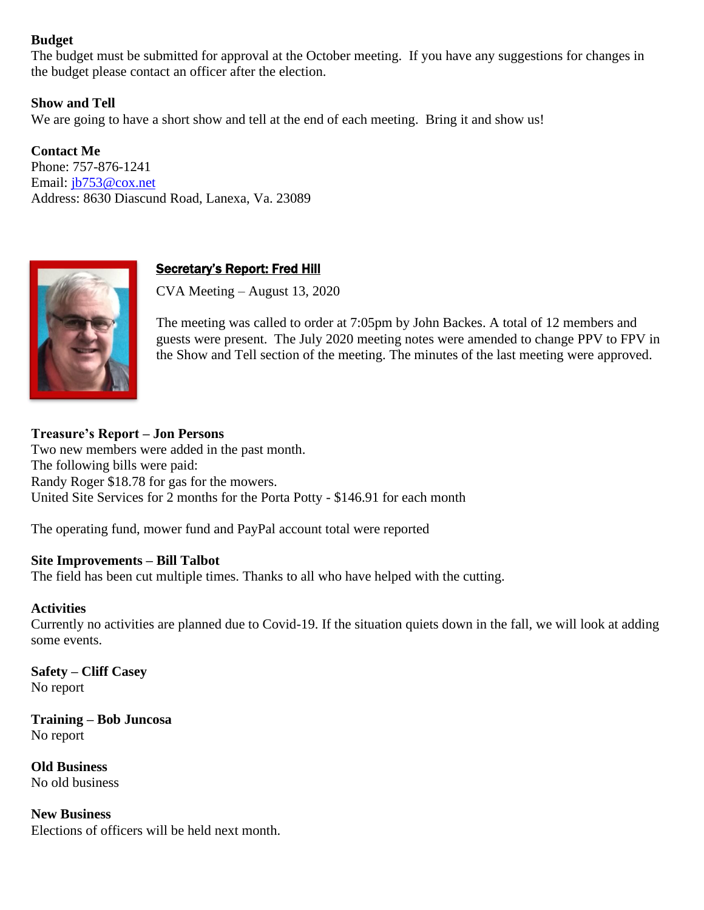**Budget**
The budget must be submitted for approval at the October meeting. If you have any suggestions for changes in the budget please contact an officer after the election.

**Show and Tell**
We are going to have a short show and tell at the end of each meeting. Bring it and show us!

**Contact Me**
Phone: 757-876-1241
Email: jb753@cox.net
Address: 8630 Diascund Road, Lanexa, Va. 23089

## Secretary's Report: Fred Hill

CVA Meeting – August 13, 2020

The meeting was called to order at 7:05pm by John Backes. A total of 12 members and guests were present. The July 2020 meeting notes were amended to change PPV to FPV in the Show and Tell section of the meeting. The minutes of the last meeting were approved.

**Treasure's Report – Jon Persons**
Two new members were added in the past month.
The following bills were paid:
Randy Roger $18.78 for gas for the mowers.
United Site Services for 2 months for the Porta Potty - $146.91 for each month

The operating fund, mower fund and PayPal account total were reported

**Site Improvements – Bill Talbot**
The field has been cut multiple times. Thanks to all who have helped with the cutting.

**Activities**
Currently no activities are planned due to Covid-19. If the situation quiets down in the fall, we will look at adding some events.

**Safety – Cliff Casey**
No report

**Training – Bob Juncosa**
No report

**Old Business**
No old business

**New Business**
Elections of officers will be held next month.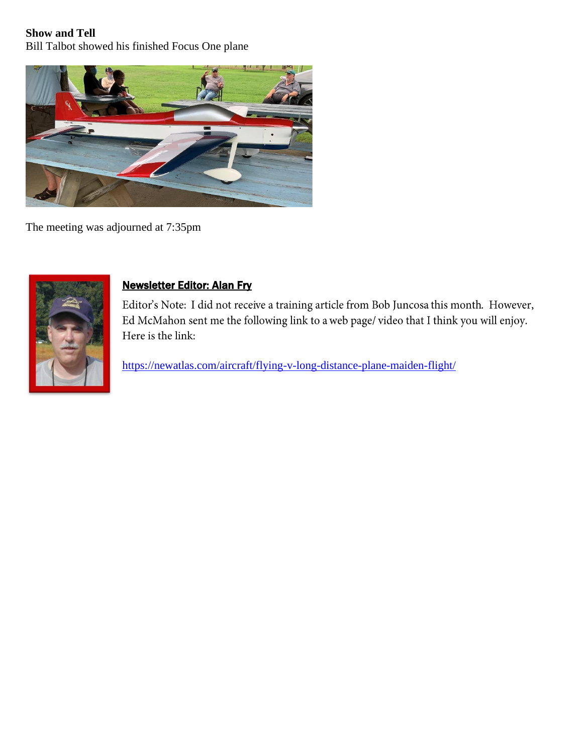**Show and Tell**
Bill Talbot showed his finished Focus One plane

The meeting was adjourned at 7:35pm

## Newsletter Editor: Alan Fry

Editor's Note: I did not receive a training article from Bob Juncosa this month. However, Ed McMahon sent me the following link to a web page/ video that I think you will enjoy. Here is the link:

https://newatlas.com/aircraft/flying-v-long-distance-plane-maiden-flight/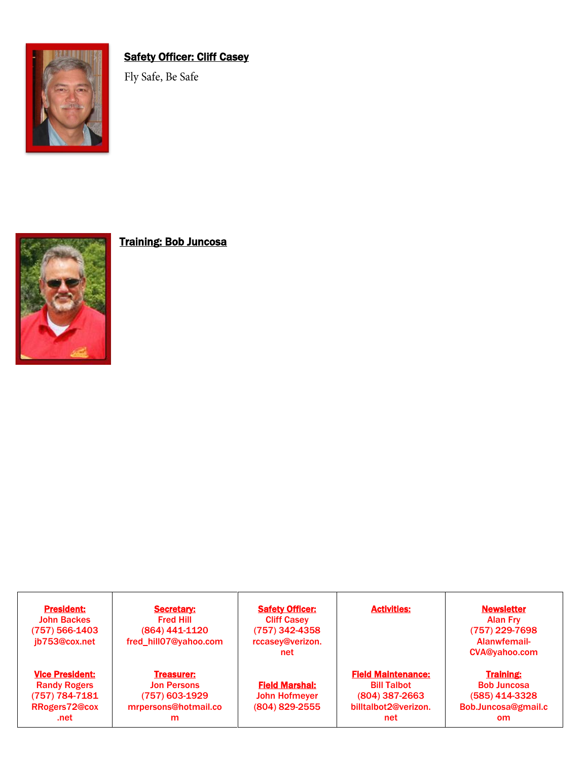**Safety Officer: Cliff Casey**

Fly Safe, Be Safe

**Training: Bob Juncosa**

| | | | | |
|---|---|---|---|---|
| **President:** John Backes (757) 566-1403 jb753@cox.net | **Secretary:** Fred Hill (864) 441-1120 fred_hill07@yahoo.com | **Safety Officer:** Cliff Casey (757) 342-4358 rccasey@verizon.net | **Activities:** | **Newsletter** Alan Fry (757) 229-7698 Alanwfemail-CVA@yahoo.com |
| **Vice President:** Randy Rogers (757) 784-7181 RRogers72@cox.net | **Treasurer:** Jon Persons (757) 603-1929 mrpersons@hotmail.com | **Field Marshal:** John Hofmeyer (804) 829-2555 | **Field Maintenance:** Bill Talbot (804) 387-2663 billtalbot2@verizon.net | **Training:** Bob Juncosa (585) 414-3328 Bob.Juncosa@gmail.com |